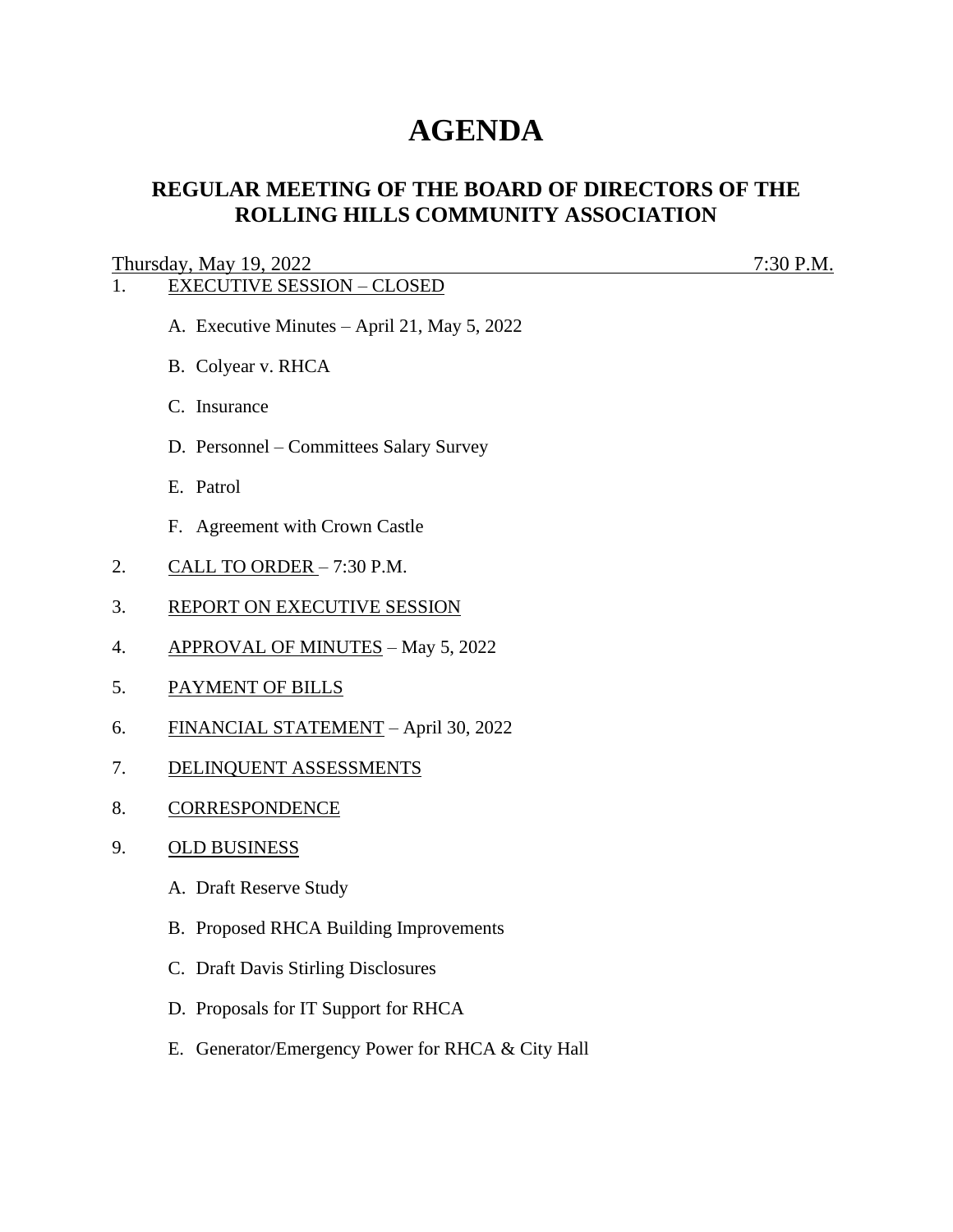# AGENDA

## REGULAR MEETING OF THE BOARD OF DIRECTORS OF THE ROLLING HILLS COMMUNITY ASSOCIATION

Thursday, May 19, 2022 7:30 P.M.

1. EXECUTIVE SESSION – CLOSED

   A. Executive Minutes – April 21, May 5, 2022

   B. Colyear v. RHCA

   C. Insurance

   D. Personnel – Committees Salary Survey

   E. Patrol

   F. Agreement with Crown Castle

2. CALL TO ORDER – 7:30 P.M.

3. REPORT ON EXECUTIVE SESSION

4. APPROVAL OF MINUTES – May 5, 2022

5. PAYMENT OF BILLS

6. FINANCIAL STATEMENT – April 30, 2022

7. DELINQUENT ASSESSMENTS

8. CORRESPONDENCE

9. OLD BUSINESS

   A. Draft Reserve Study

   B. Proposed RHCA Building Improvements

   C. Draft Davis Stirling Disclosures

   D. Proposals for IT Support for RHCA

   E. Generator/Emergency Power for RHCA & City Hall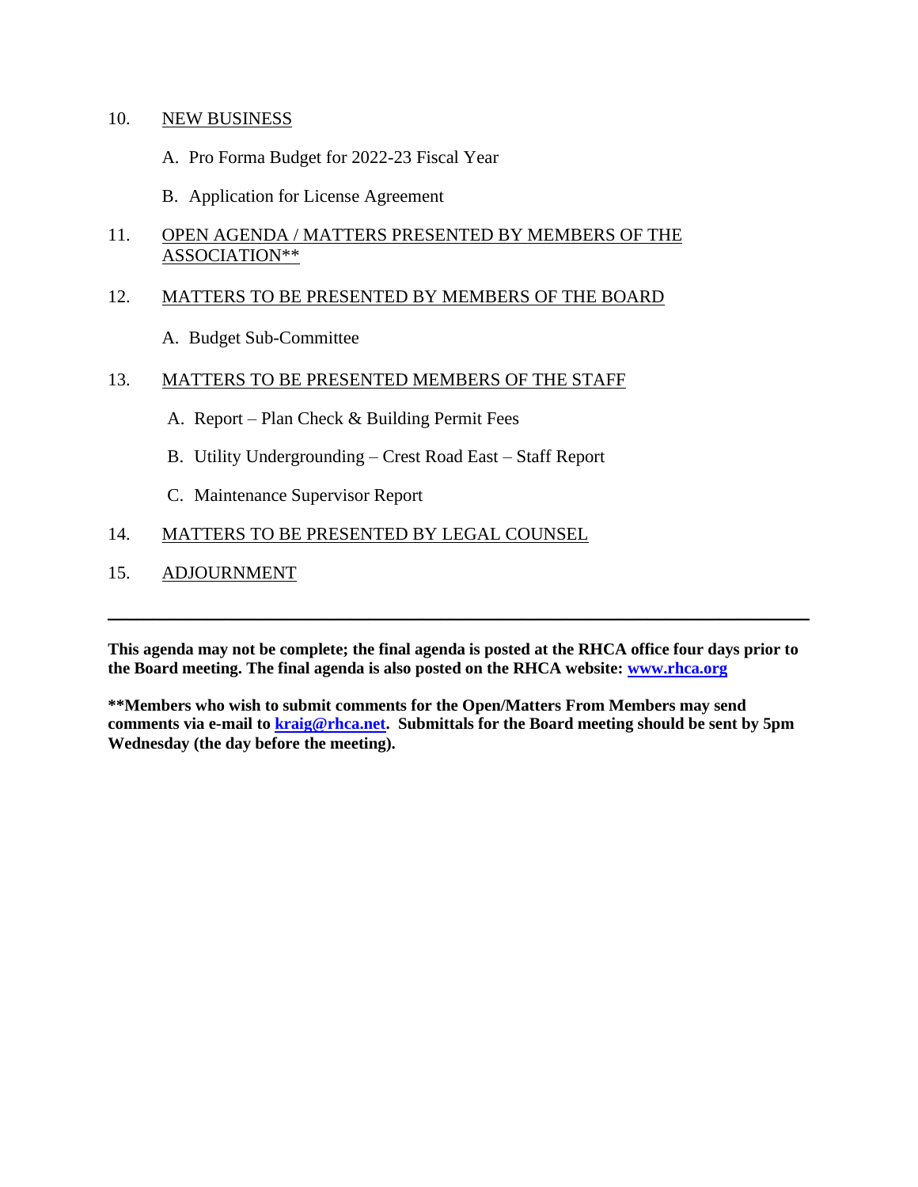10. NEW BUSINESS

    A. Pro Forma Budget for 2022-23 Fiscal Year

    B. Application for License Agreement

11. OPEN AGENDA / MATTERS PRESENTED BY MEMBERS OF THE ASSOCIATION**

12. MATTERS TO BE PRESENTED BY MEMBERS OF THE BOARD

    A. Budget Sub-Committee

13. MATTERS TO BE PRESENTED MEMBERS OF THE STAFF

    A. Report – Plan Check & Building Permit Fees

    B. Utility Undergrounding – Crest Road East – Staff Report

    C. Maintenance Supervisor Report

14. MATTERS TO BE PRESENTED BY LEGAL COUNSEL

15. ADJOURNMENT

---

**This agenda may not be complete; the final agenda is posted at the RHCA office four days prior to the Board meeting. The final agenda is also posted on the RHCA website: [www.rhca.org](http://www.rhca.org)**

****Members who wish to submit comments for the Open/Matters From Members may send comments via e-mail to [kraig@rhca.net](mailto:kraig@rhca.net). Submittals for the Board meeting should be sent by 5pm Wednesday (the day before the meeting).**